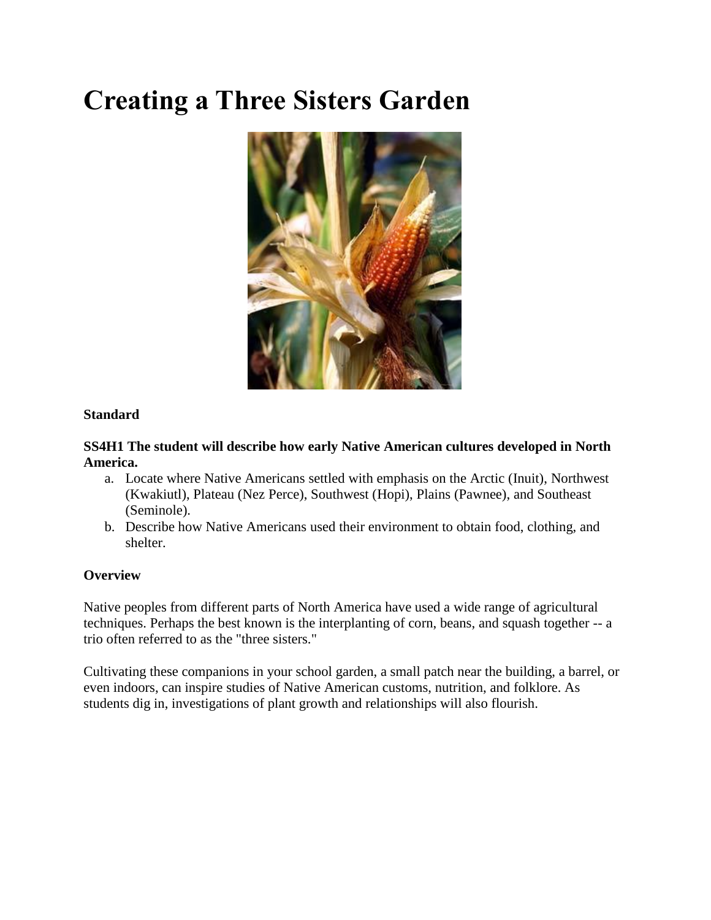# Creating a Three Sisters Garden

**Standard**

**SS4H1 The student will describe how early Native American cultures developed in North America.**

a. Locate where Native Americans settled with emphasis on the Arctic (Inuit), Northwest (Kwakiutl), Plateau (Nez Perce), Southwest (Hopi), Plains (Pawnee), and Southeast (Seminole).
b. Describe how Native Americans used their environment to obtain food, clothing, and shelter.

**Overview**

Native peoples from different parts of North America have used a wide range of agricultural techniques. Perhaps the best known is the interplanting of corn, beans, and squash together -- a trio often referred to as the "three sisters."

Cultivating these companions in your school garden, a small patch near the building, a barrel, or even indoors, can inspire studies of Native American customs, nutrition, and folklore. As students dig in, investigations of plant growth and relationships will also flourish.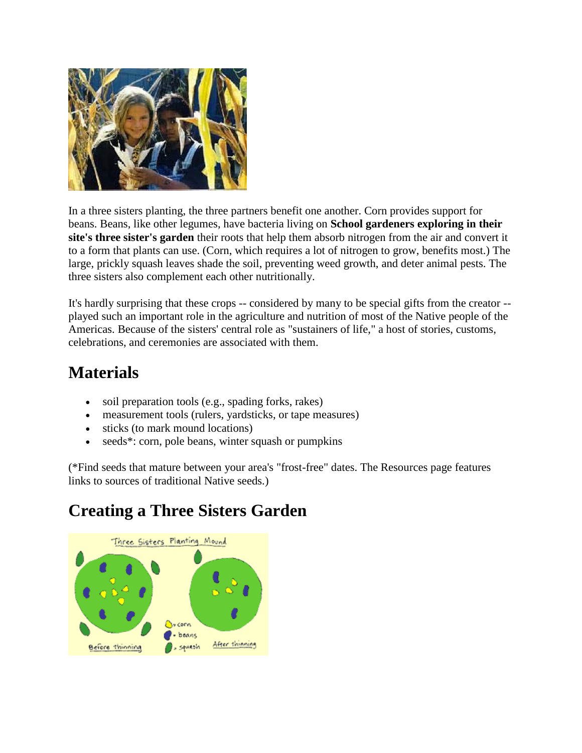In a three sisters planting, the three partners benefit one another. Corn provides support for beans. Beans, like other legumes, have bacteria living on **School gardeners exploring in their site's three sister's garden** their roots that help them absorb nitrogen from the air and convert it to a form that plants can use. (Corn, which requires a lot of nitrogen to grow, benefits most.) The large, prickly squash leaves shade the soil, preventing weed growth, and deter animal pests. The three sisters also complement each other nutritionally.

It's hardly surprising that these crops -- considered by many to be special gifts from the creator -- played such an important role in the agriculture and nutrition of most of the Native people of the Americas. Because of the sisters' central role as "sustainers of life," a host of stories, customs, celebrations, and ceremonies are associated with them.

## Materials

- soil preparation tools (e.g., spading forks, rakes)
- measurement tools (rulers, yardsticks, or tape measures)
- sticks (to mark mound locations)
- seeds*: corn, pole beans, winter squash or pumpkins

(*Find seeds that mature between your area's "frost-free" dates. The Resources page features links to sources of traditional Native seeds.)

## Creating a Three Sisters Garden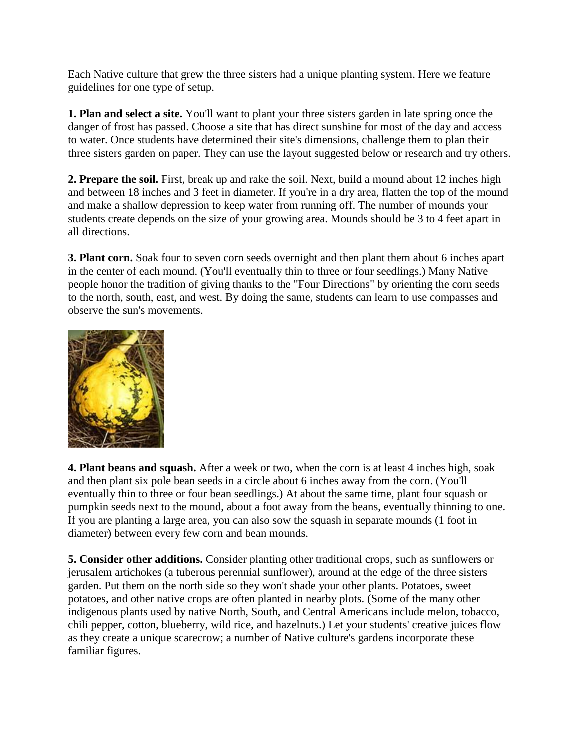Each Native culture that grew the three sisters had a unique planting system. Here we feature guidelines for one type of setup.

**1. Plan and select a site.** You'll want to plant your three sisters garden in late spring once the danger of frost has passed. Choose a site that has direct sunshine for most of the day and access to water. Once students have determined their site's dimensions, challenge them to plan their three sisters garden on paper. They can use the layout suggested below or research and try others.

**2. Prepare the soil.** First, break up and rake the soil. Next, build a mound about 12 inches high and between 18 inches and 3 feet in diameter. If you're in a dry area, flatten the top of the mound and make a shallow depression to keep water from running off. The number of mounds your students create depends on the size of your growing area. Mounds should be 3 to 4 feet apart in all directions.

**3. Plant corn.** Soak four to seven corn seeds overnight and then plant them about 6 inches apart in the center of each mound. (You'll eventually thin to three or four seedlings.) Many Native people honor the tradition of giving thanks to the "Four Directions" by orienting the corn seeds to the north, south, east, and west. By doing the same, students can learn to use compasses and observe the sun's movements.

**4. Plant beans and squash.** After a week or two, when the corn is at least 4 inches high, soak and then plant six pole bean seeds in a circle about 6 inches away from the corn. (You'll eventually thin to three or four bean seedlings.) At about the same time, plant four squash or pumpkin seeds next to the mound, about a foot away from the beans, eventually thinning to one. If you are planting a large area, you can also sow the squash in separate mounds (1 foot in diameter) between every few corn and bean mounds.

**5. Consider other additions.** Consider planting other traditional crops, such as sunflowers or jerusalem artichokes (a tuberous perennial sunflower), around at the edge of the three sisters garden. Put them on the north side so they won't shade your other plants. Potatoes, sweet potatoes, and other native crops are often planted in nearby plots. (Some of the many other indigenous plants used by native North, South, and Central Americans include melon, tobacco, chili pepper, cotton, blueberry, wild rice, and hazelnuts.) Let your students' creative juices flow as they create a unique scarecrow; a number of Native culture's gardens incorporate these familiar figures.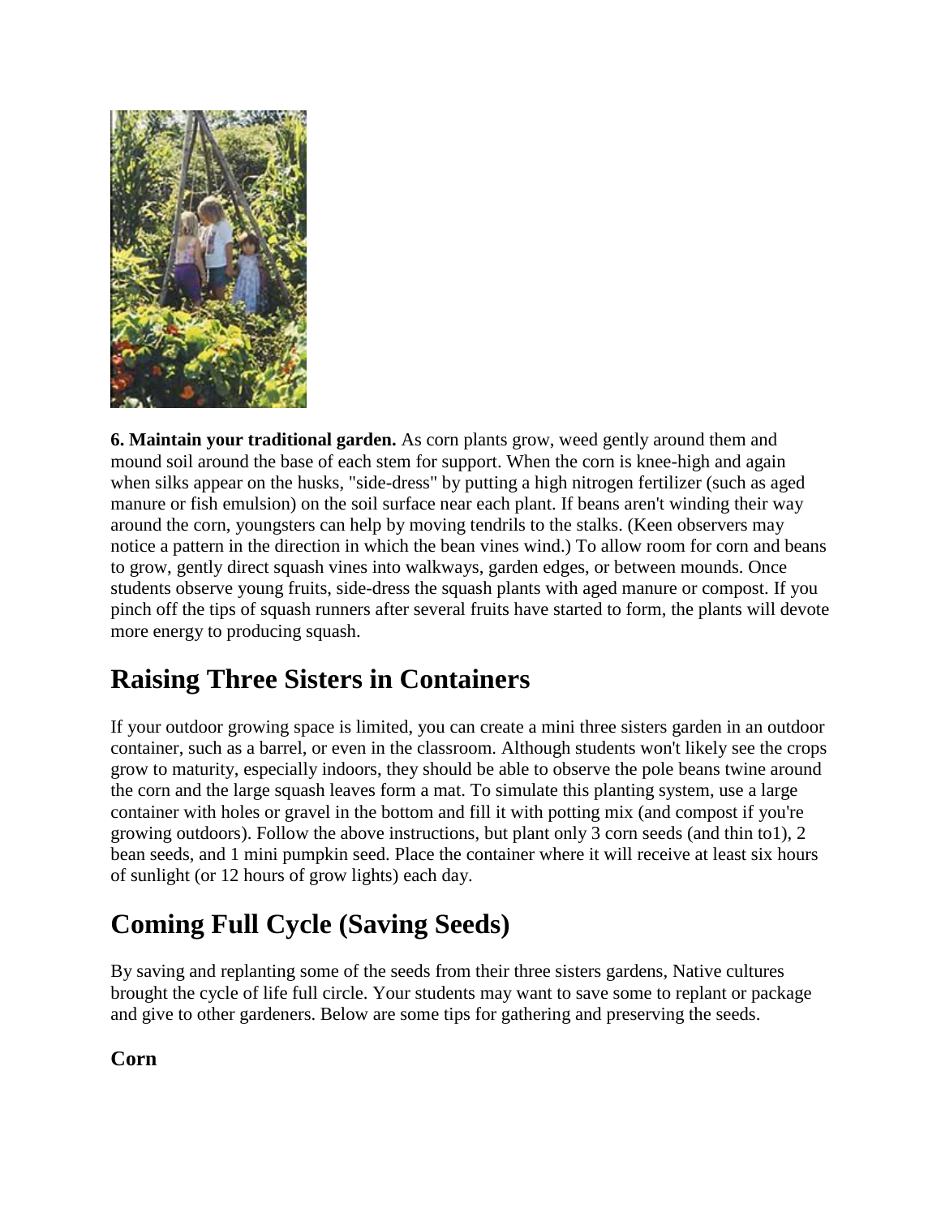**6. Maintain your traditional garden.** As corn plants grow, weed gently around them and mound soil around the base of each stem for support. When the corn is knee-high and again when silks appear on the husks, "side-dress" by putting a high nitrogen fertilizer (such as aged manure or fish emulsion) on the soil surface near each plant. If beans aren't winding their way around the corn, youngsters can help by moving tendrils to the stalks. (Keen observers may notice a pattern in the direction in which the bean vines wind.) To allow room for corn and beans to grow, gently direct squash vines into walkways, garden edges, or between mounds. Once students observe young fruits, side-dress the squash plants with aged manure or compost. If you pinch off the tips of squash runners after several fruits have started to form, the plants will devote more energy to producing squash.

## Raising Three Sisters in Containers

If your outdoor growing space is limited, you can create a mini three sisters garden in an outdoor container, such as a barrel, or even in the classroom. Although students won't likely see the crops grow to maturity, especially indoors, they should be able to observe the pole beans twine around the corn and the large squash leaves form a mat. To simulate this planting system, use a large container with holes or gravel in the bottom and fill it with potting mix (and compost if you're growing outdoors). Follow the above instructions, but plant only 3 corn seeds (and thin to1), 2 bean seeds, and 1 mini pumpkin seed. Place the container where it will receive at least six hours of sunlight (or 12 hours of grow lights) each day.

## Coming Full Cycle (Saving Seeds)

By saving and replanting some of the seeds from their three sisters gardens, Native cultures brought the cycle of life full circle. Your students may want to save some to replant or package and give to other gardeners. Below are some tips for gathering and preserving the seeds.

### Corn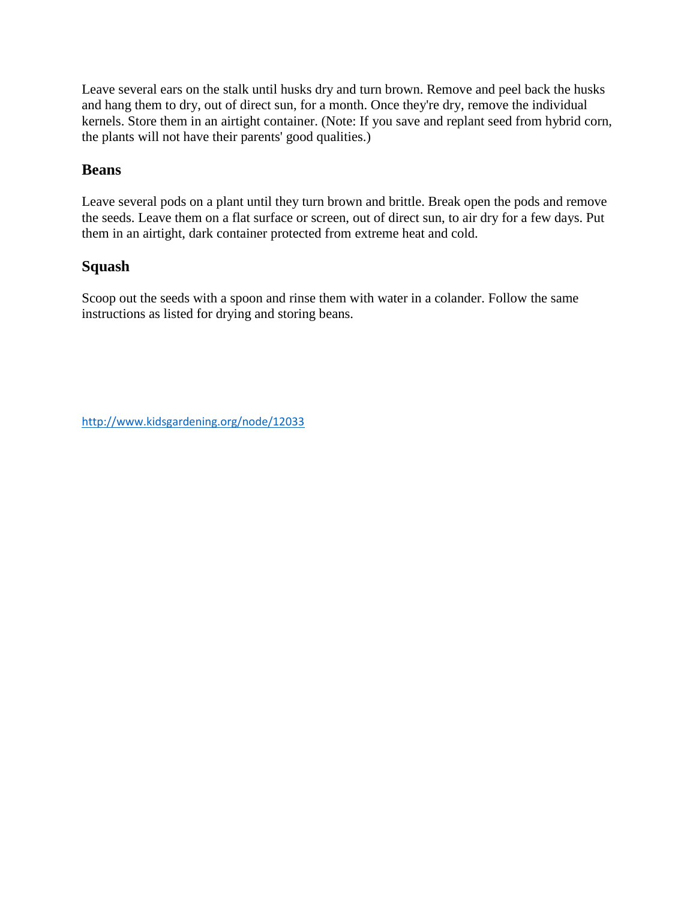Leave several ears on the stalk until husks dry and turn brown. Remove and peel back the husks and hang them to dry, out of direct sun, for a month. Once they're dry, remove the individual kernels. Store them in an airtight container. (Note: If you save and replant seed from hybrid corn, the plants will not have their parents' good qualities.)

## Beans

Leave several pods on a plant until they turn brown and brittle. Break open the pods and remove the seeds. Leave them on a flat surface or screen, out of direct sun, to air dry for a few days. Put them in an airtight, dark container protected from extreme heat and cold.

## Squash

Scoop out the seeds with a spoon and rinse them with water in a colander. Follow the same instructions as listed for drying and storing beans.

http://www.kidsgardening.org/node/12033